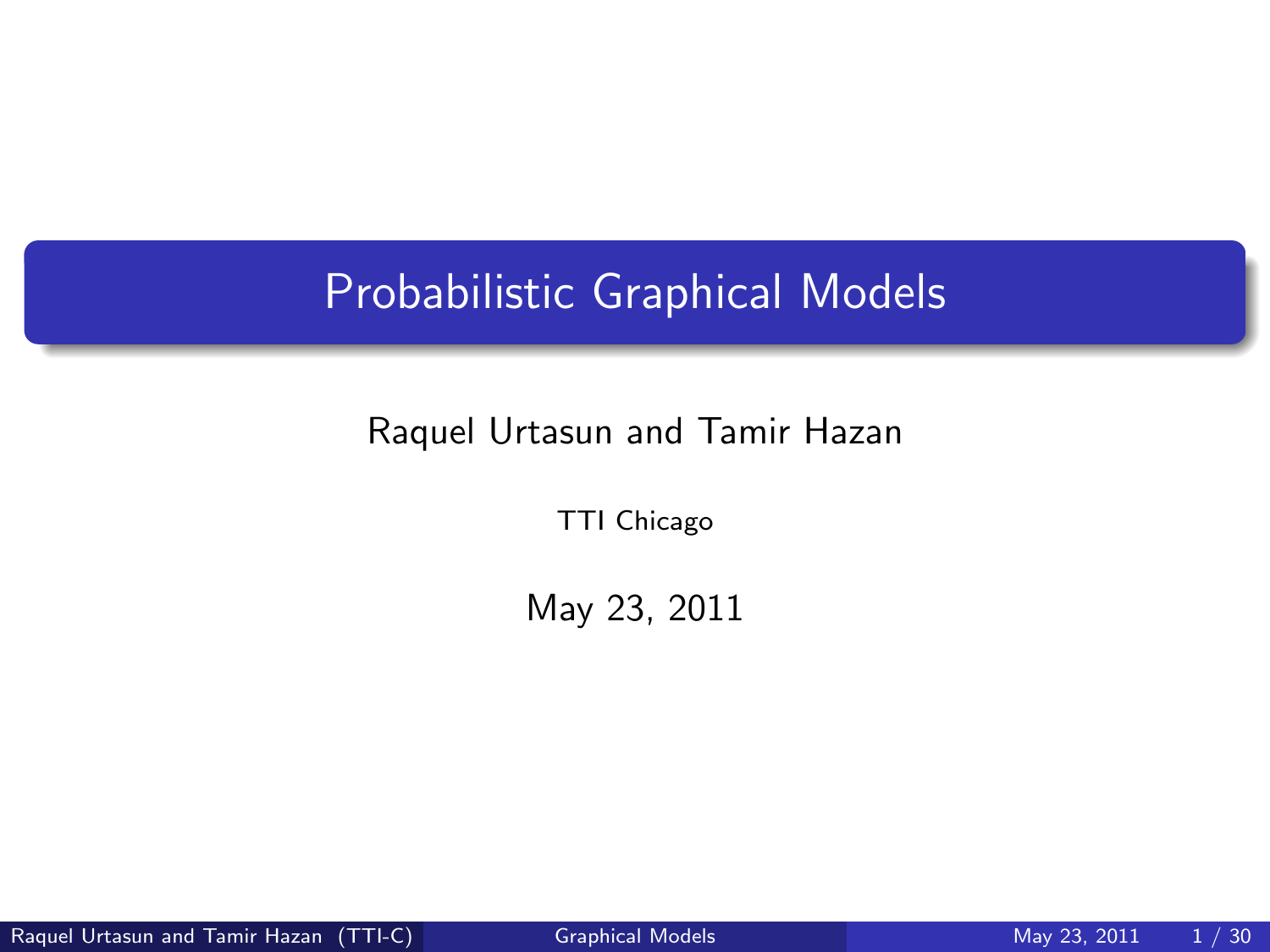# Probabilistic Graphical Models

Raquel Urtasun and Tamir Hazan

TTI Chicago

May 23, 2011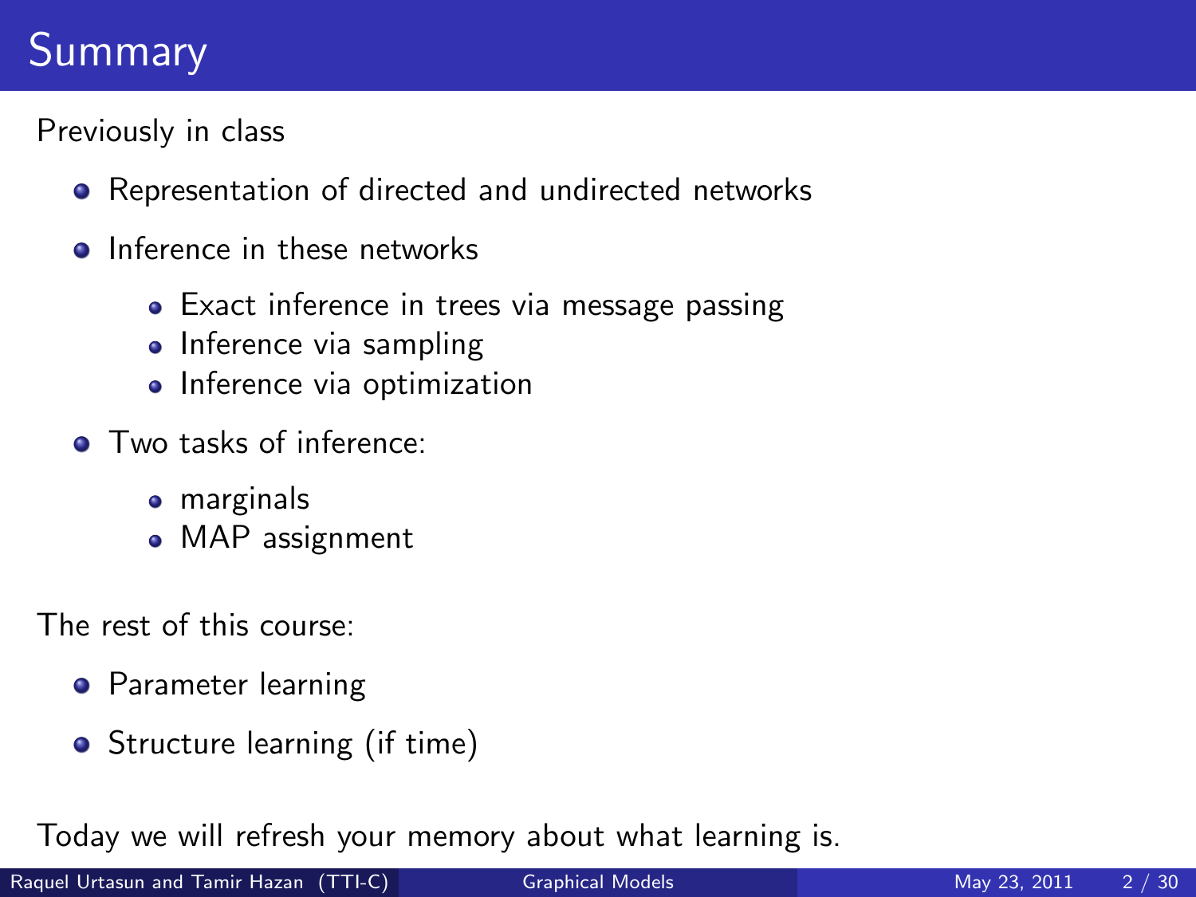# Summary

Previously in class

- Representation of directed and undirected networks
- Inference in these networks
  - Exact inference in trees via message passing
  - Inference via sampling
  - Inference via optimization
- Two tasks of inference:
  - marginals
  - MAP assignment

The rest of this course:

- Parameter learning
- Structure learning (if time)

Today we will refresh your memory about what learning is.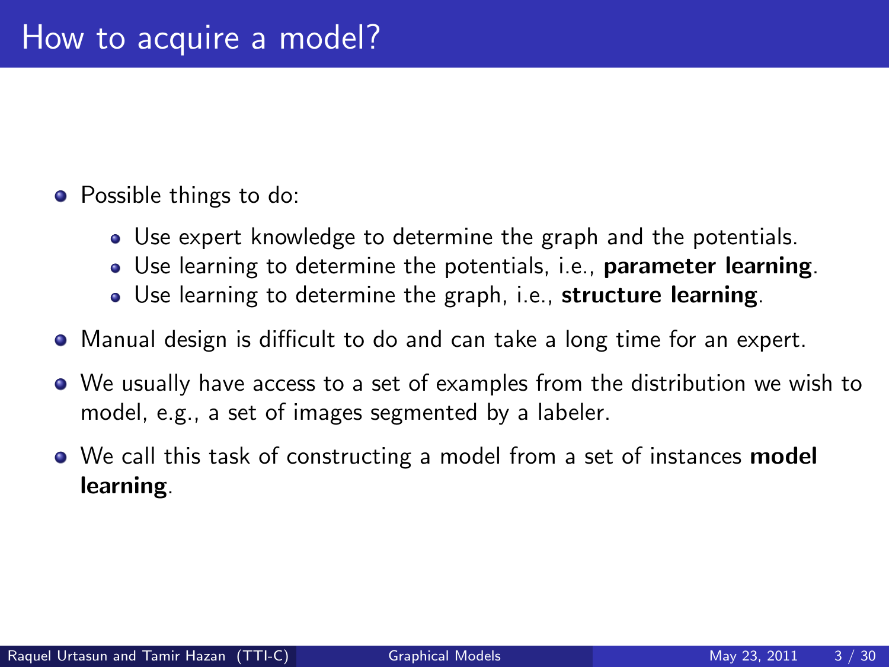# How to acquire a model?

- Possible things to do:
  - Use expert knowledge to determine the graph and the potentials.
  - Use learning to determine the potentials, i.e., **parameter learning**.
  - Use learning to determine the graph, i.e., **structure learning**.
- Manual design is difficult to do and can take a long time for an expert.
- We usually have access to a set of examples from the distribution we wish to model, e.g., a set of images segmented by a labeler.
- We call this task of constructing a model from a set of instances **model learning**.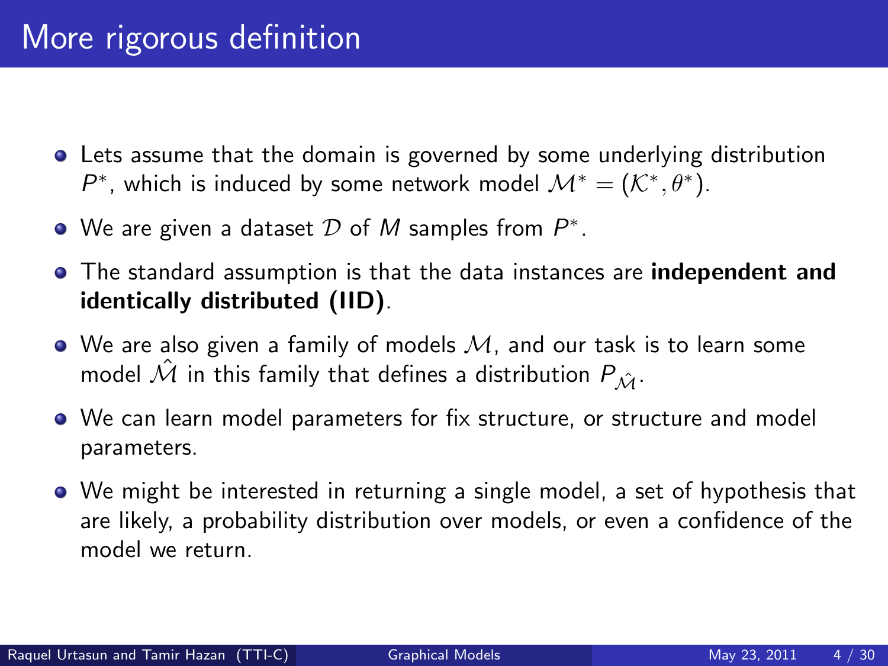# More rigorous definition

- Lets assume that the domain is governed by some underlying distribution $P^*$, which is induced by some network model $\mathcal{M}^* = (\mathcal{K}^*, \theta^*)$.
- We are given a dataset $\mathcal{D}$ of $M$ samples from $P^*$.
- The standard assumption is that the data instances are **independent and identically distributed (IID)**.
- We are also given a family of models $\mathcal{M}$, and our task is to learn some model $\hat{\mathcal{M}}$ in this family that defines a distribution $P_{\hat{\mathcal{M}}}$.
- We can learn model parameters for fix structure, or structure and model parameters.
- We might be interested in returning a single model, a set of hypothesis that are likely, a probability distribution over models, or even a confidence of the model we return.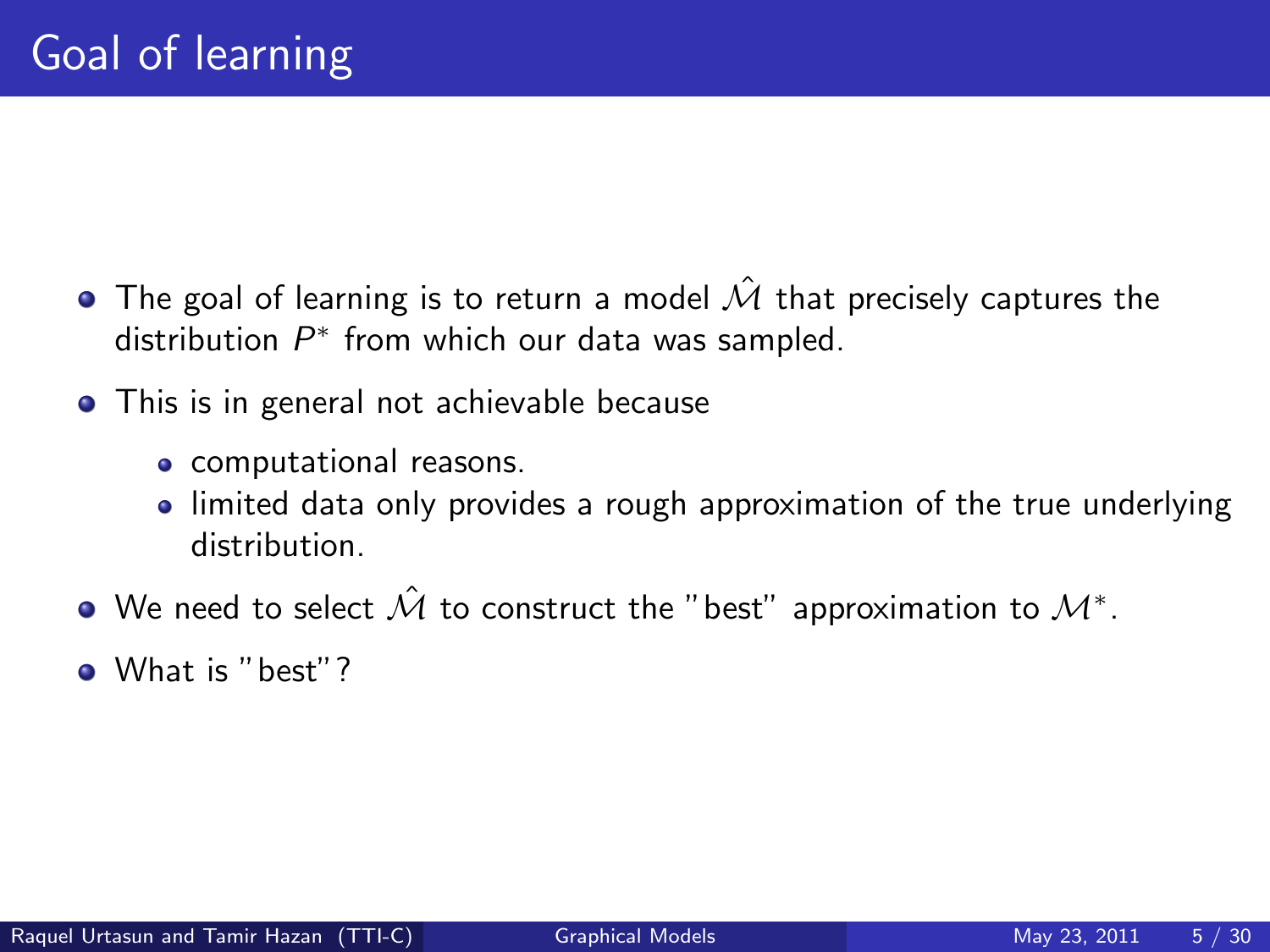# Goal of learning

- The goal of learning is to return a model $\hat{\mathcal{M}}$ that precisely captures the distribution $P^*$ from which our data was sampled.
- This is in general not achievable because
  - computational reasons.
  - limited data only provides a rough approximation of the true underlying distribution.
- We need to select $\hat{\mathcal{M}}$ to construct the "best" approximation to $\mathcal{M}^*$.
- What is "best"?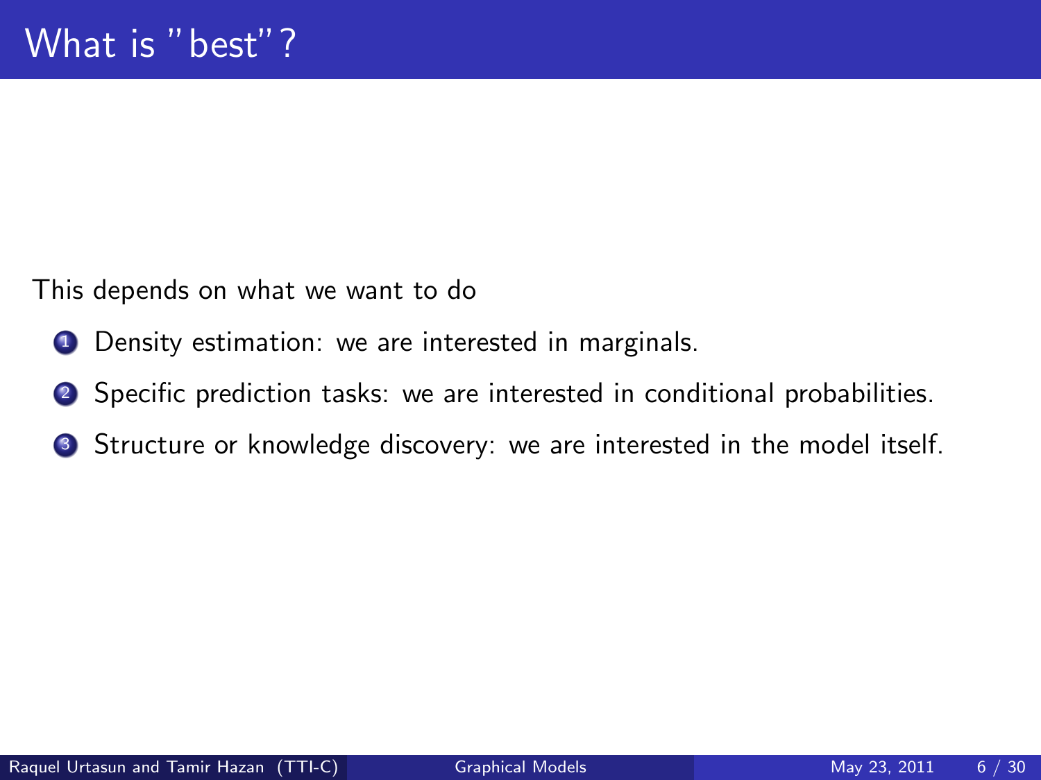# What is "best"?

This depends on what we want to do

1. Density estimation: we are interested in marginals.
2. Specific prediction tasks: we are interested in conditional probabilities.
3. Structure or knowledge discovery: we are interested in the model itself.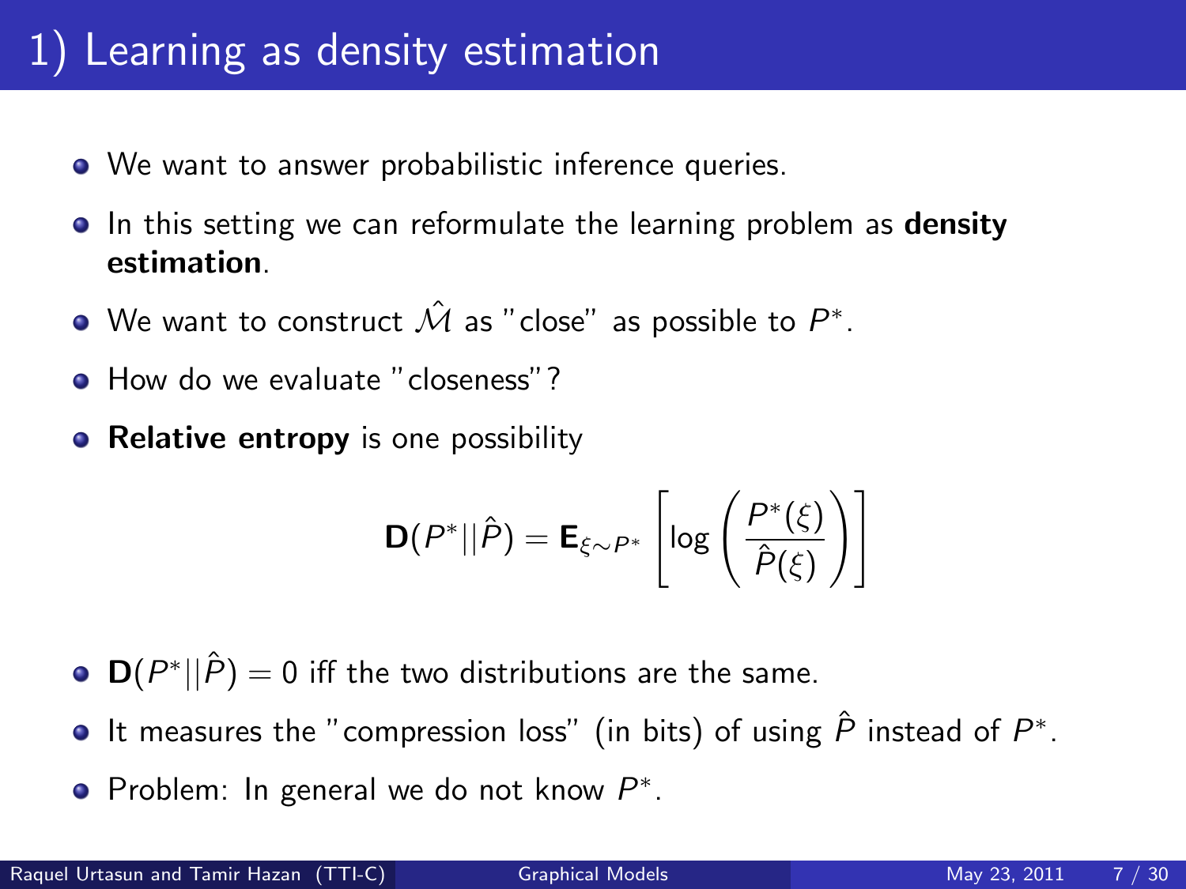# 1) Learning as density estimation

- We want to answer probabilistic inference queries.
- In this setting we can reformulate the learning problem as **density estimation**.
- We want to construct $\hat{\mathcal{M}}$ as "close" as possible to $P^*$.
- How do we evaluate "closeness"?
- **Relative entropy** is one possibility

$$\mathbf{D}(P^*||\hat{P}) = \mathbf{E}_{\xi \sim P^*} \left[ \log \left( \frac{P^*(\xi)}{\hat{P}(\xi)} \right) \right]$$

- $\mathbf{D}(P^*||\hat{P}) = 0$ iff the two distributions are the same.
- It measures the "compression loss" (in bits) of using $\hat{P}$ instead of $P^*$.
- Problem: In general we do not know $P^*$.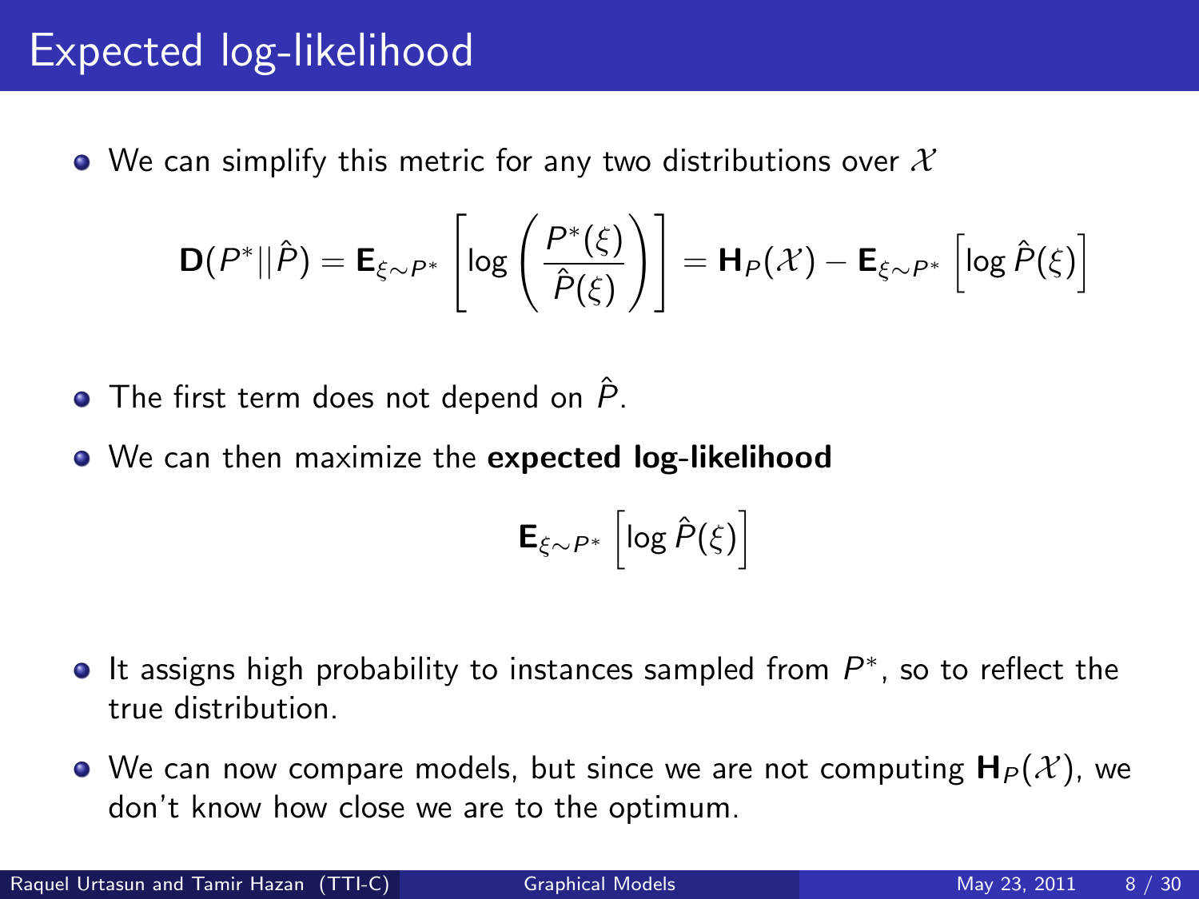# Expected log-likelihood

- We can simplify this metric for any two distributions over $\mathcal{X}$

$$\mathbf{D}(P^*||\hat{P}) = \mathbf{E}_{\xi \sim P^*}\left[\log\left(\frac{P^*(\xi)}{\hat{P}(\xi)}\right)\right] = \mathbf{H}_P(\mathcal{X}) - \mathbf{E}_{\xi \sim P^*}\left[\log \hat{P}(\xi)\right]$$

- The first term does not depend on $\hat{P}$.
- We can then maximize the **expected log-likelihood**

$$\mathbf{E}_{\xi \sim P^*}\left[\log \hat{P}(\xi)\right]$$

- It assigns high probability to instances sampled from $P^*$, so to reflect the true distribution.
- We can now compare models, but since we are not computing $\mathbf{H}_P(\mathcal{X})$, we don't know how close we are to the optimum.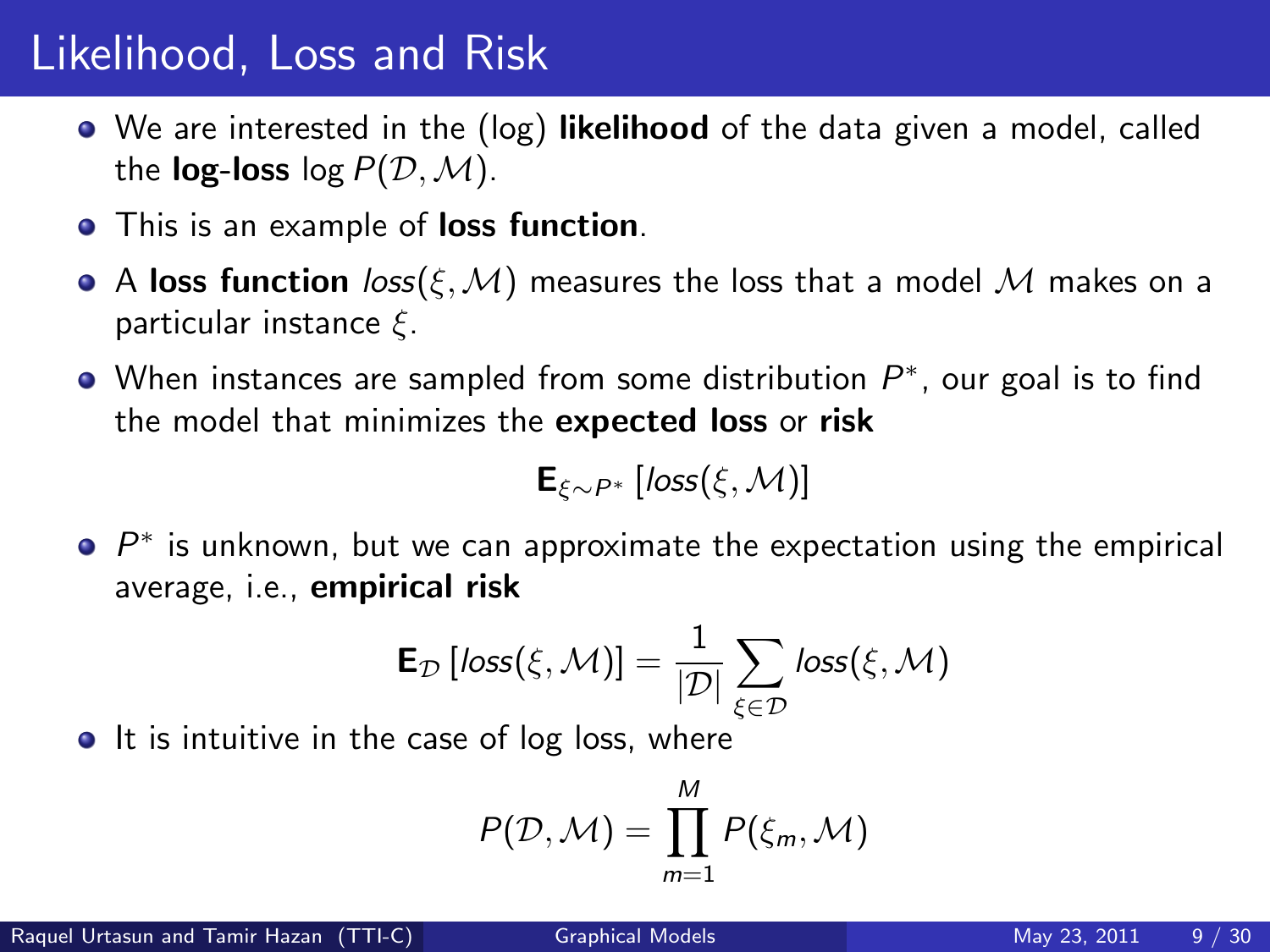# Likelihood, Loss and Risk

- We are interested in the (log) **likelihood** of the data given a model, called the **log-loss** $\log P(\mathcal{D}, \mathcal{M})$.
- This is an example of **loss function**.
- A **loss function** $loss(\xi, \mathcal{M})$ measures the loss that a model $\mathcal{M}$ makes on a particular instance $\xi$.
- When instances are sampled from some distribution $P^*$, our goal is to find the model that minimizes the **expected loss** or **risk**

$$\mathbf{E}_{\xi \sim P^*} \left[ loss(\xi, \mathcal{M}) \right]$$

- $P^*$ is unknown, but we can approximate the expectation using the empirical average, i.e., **empirical risk**

$$\mathbf{E}_{\mathcal{D}} \left[ loss(\xi, \mathcal{M}) \right] = \frac{1}{|\mathcal{D}|} \sum_{\xi \in \mathcal{D}} loss(\xi, \mathcal{M})$$

- It is intuitive in the case of log loss, where

$$P(\mathcal{D}, \mathcal{M}) = \prod_{m=1}^{M} P(\xi_m, \mathcal{M})$$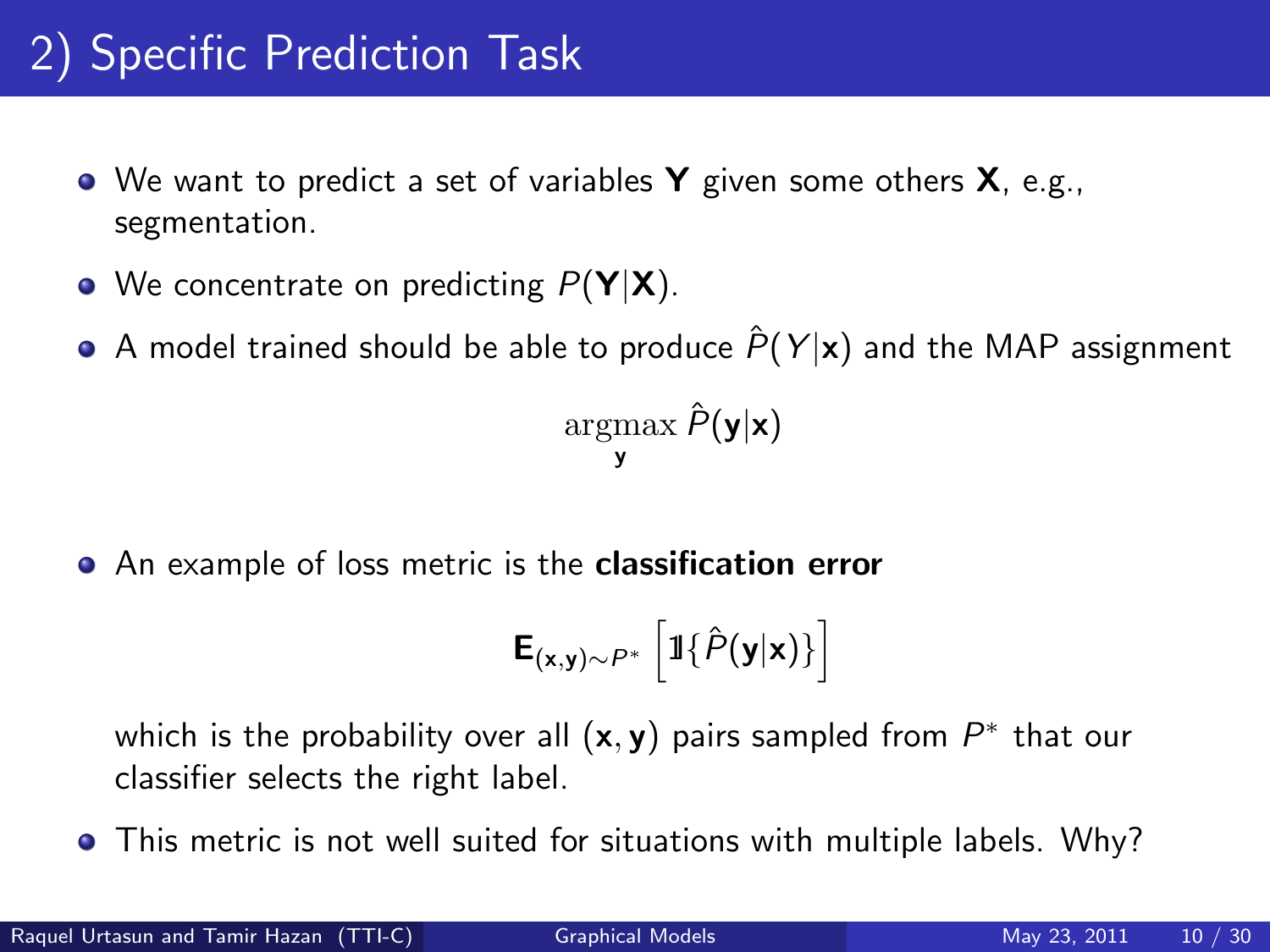# 2) Specific Prediction Task

- We want to predict a set of variables $\mathbf{Y}$ given some others $\mathbf{X}$, e.g., segmentation.
- We concentrate on predicting $P(\mathbf{Y}|\mathbf{X})$.
- A model trained should be able to produce $\hat{P}(Y|\mathbf{x})$ and the MAP assignment

$$\operatorname*{argmax}_{\mathbf{y}} \hat{P}(\mathbf{y}|\mathbf{x})$$

- An example of loss metric is the **classification error**

$$\mathbf{E}_{(\mathbf{x},\mathbf{y})\sim P^*}\left[\mathbb{1}\{\hat{P}(\mathbf{y}|\mathbf{x})\}\right]$$

  which is the probability over all $(\mathbf{x}, \mathbf{y})$ pairs sampled from $P^*$ that our classifier selects the right label.

- This metric is not well suited for situations with multiple labels. Why?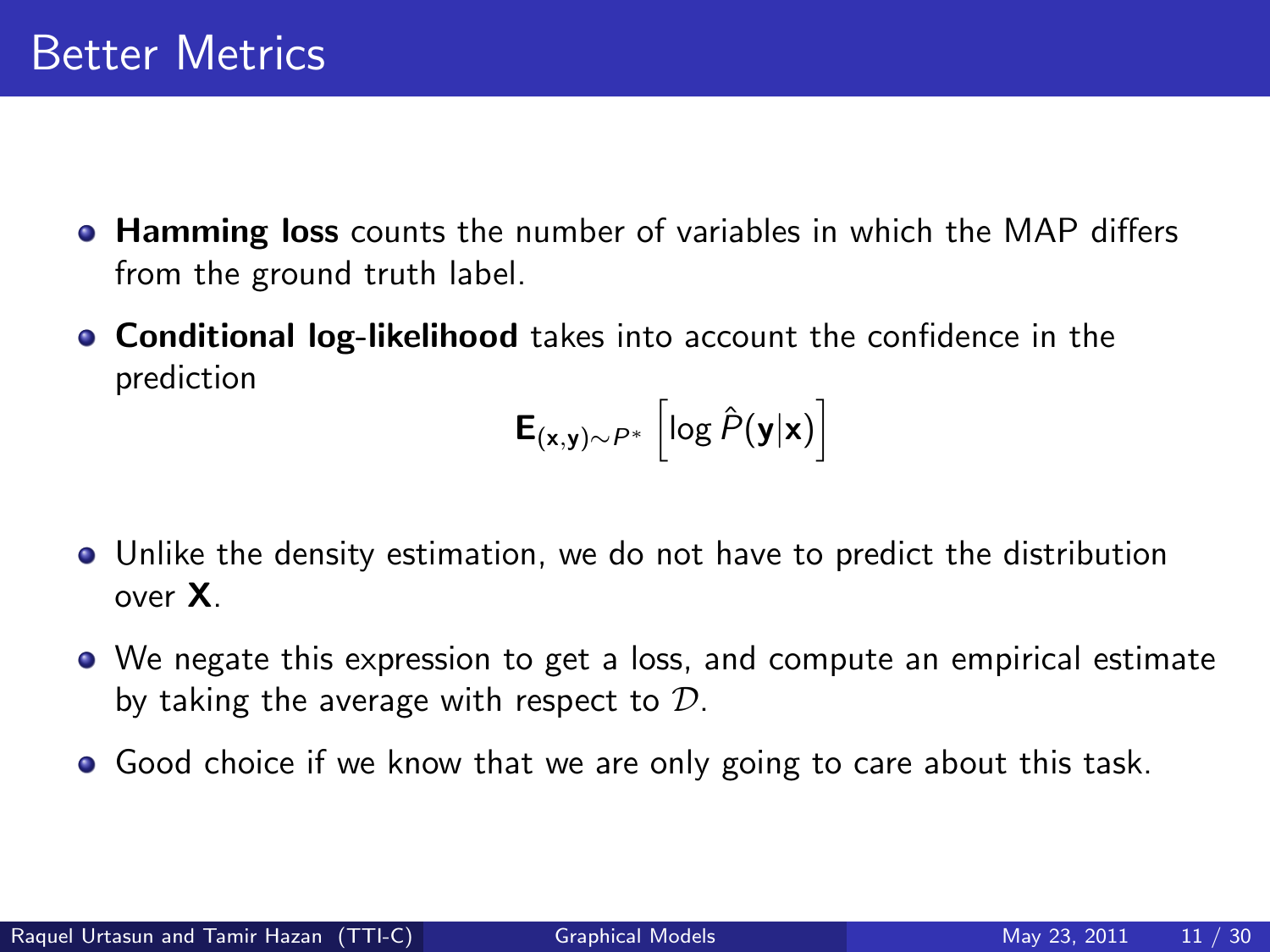# Better Metrics

- **Hamming loss** counts the number of variables in which the MAP differs from the ground truth label.
- **Conditional log-likelihood** takes into account the confidence in the prediction

$$\mathbf{E}_{(\mathbf{x},\mathbf{y})\sim P^*}\left[\log \hat{P}(\mathbf{y}|\mathbf{x})\right]$$

- Unlike the density estimation, we do not have to predict the distribution over $\mathbf{X}$.
- We negate this expression to get a loss, and compute an empirical estimate by taking the average with respect to $\mathcal{D}$.
- Good choice if we know that we are only going to care about this task.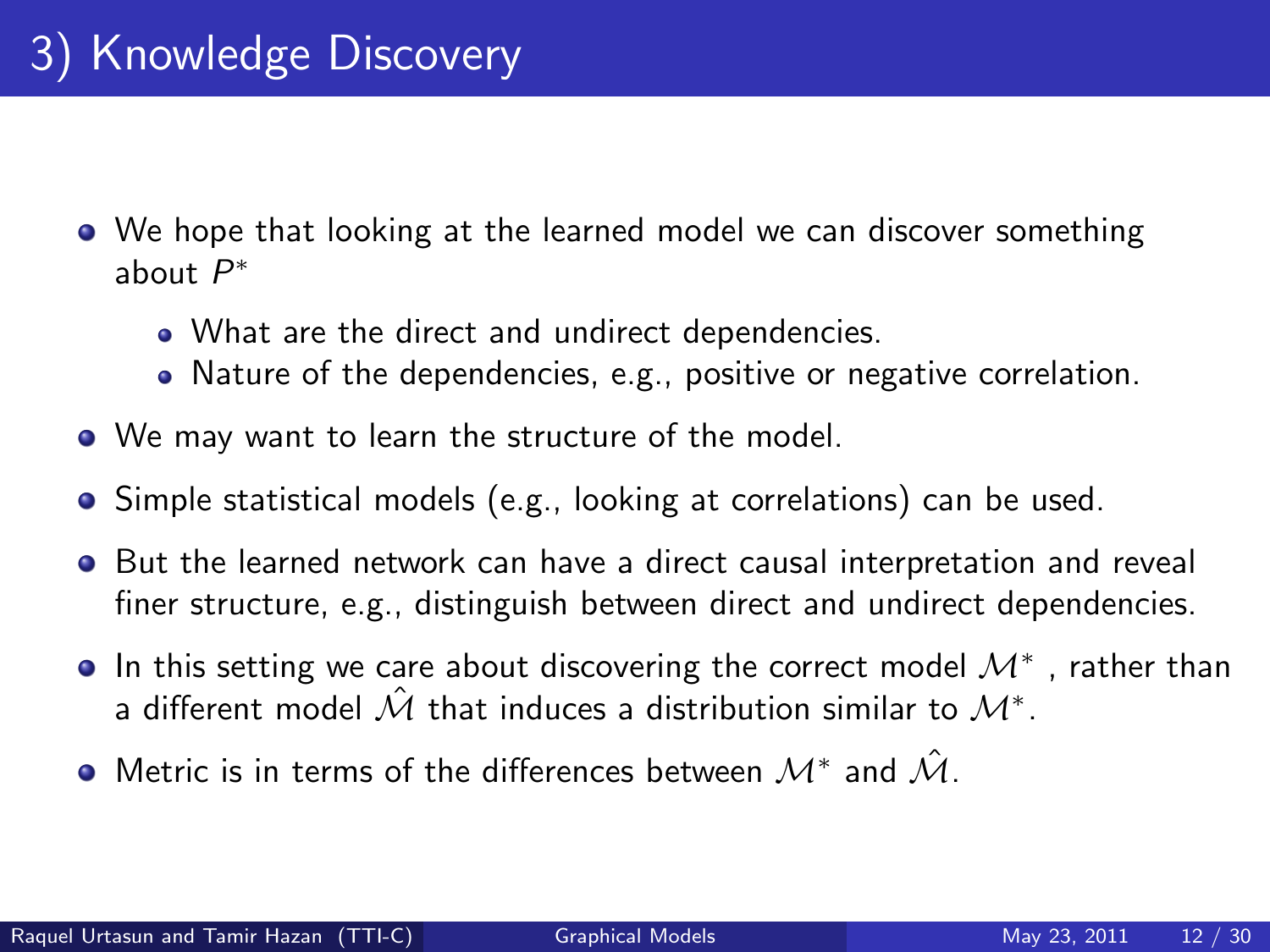# 3) Knowledge Discovery

- We hope that looking at the learned model we can discover something about $P^*$
  - What are the direct and undirect dependencies.
  - Nature of the dependencies, e.g., positive or negative correlation.
- We may want to learn the structure of the model.
- Simple statistical models (e.g., looking at correlations) can be used.
- But the learned network can have a direct causal interpretation and reveal finer structure, e.g., distinguish between direct and undirect dependencies.
- In this setting we care about discovering the correct model $\mathcal{M}^*$ , rather than a different model $\hat{\mathcal{M}}$ that induces a distribution similar to $\mathcal{M}^*$.
- Metric is in terms of the differences between $\mathcal{M}^*$ and $\hat{\mathcal{M}}$.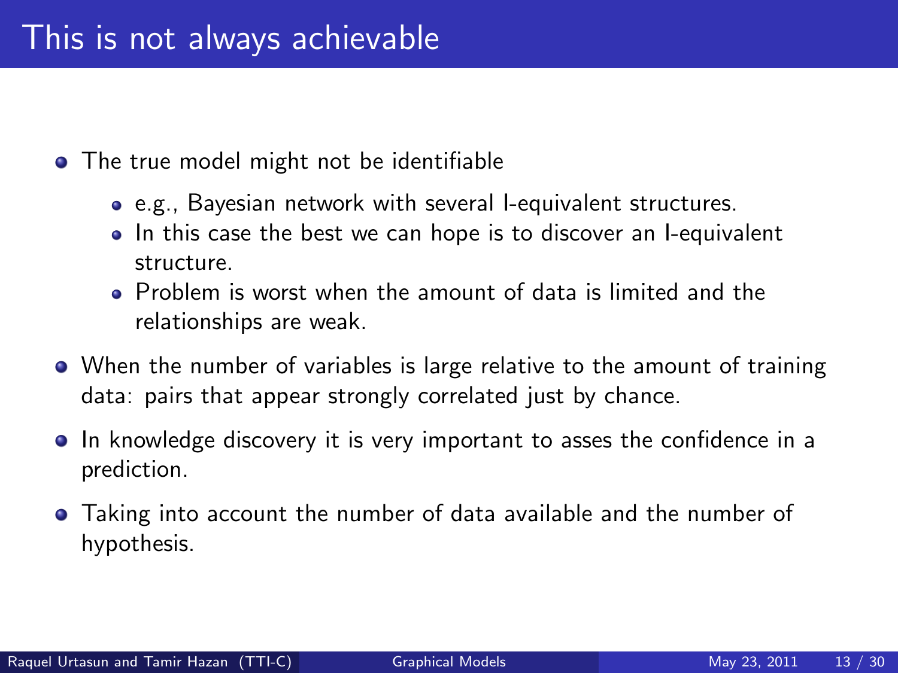# This is not always achievable

- The true model might not be identifiable
  - e.g., Bayesian network with several I-equivalent structures.
  - In this case the best we can hope is to discover an I-equivalent structure.
  - Problem is worst when the amount of data is limited and the relationships are weak.
- When the number of variables is large relative to the amount of training data: pairs that appear strongly correlated just by chance.
- In knowledge discovery it is very important to asses the confidence in a prediction.
- Taking into account the number of data available and the number of hypothesis.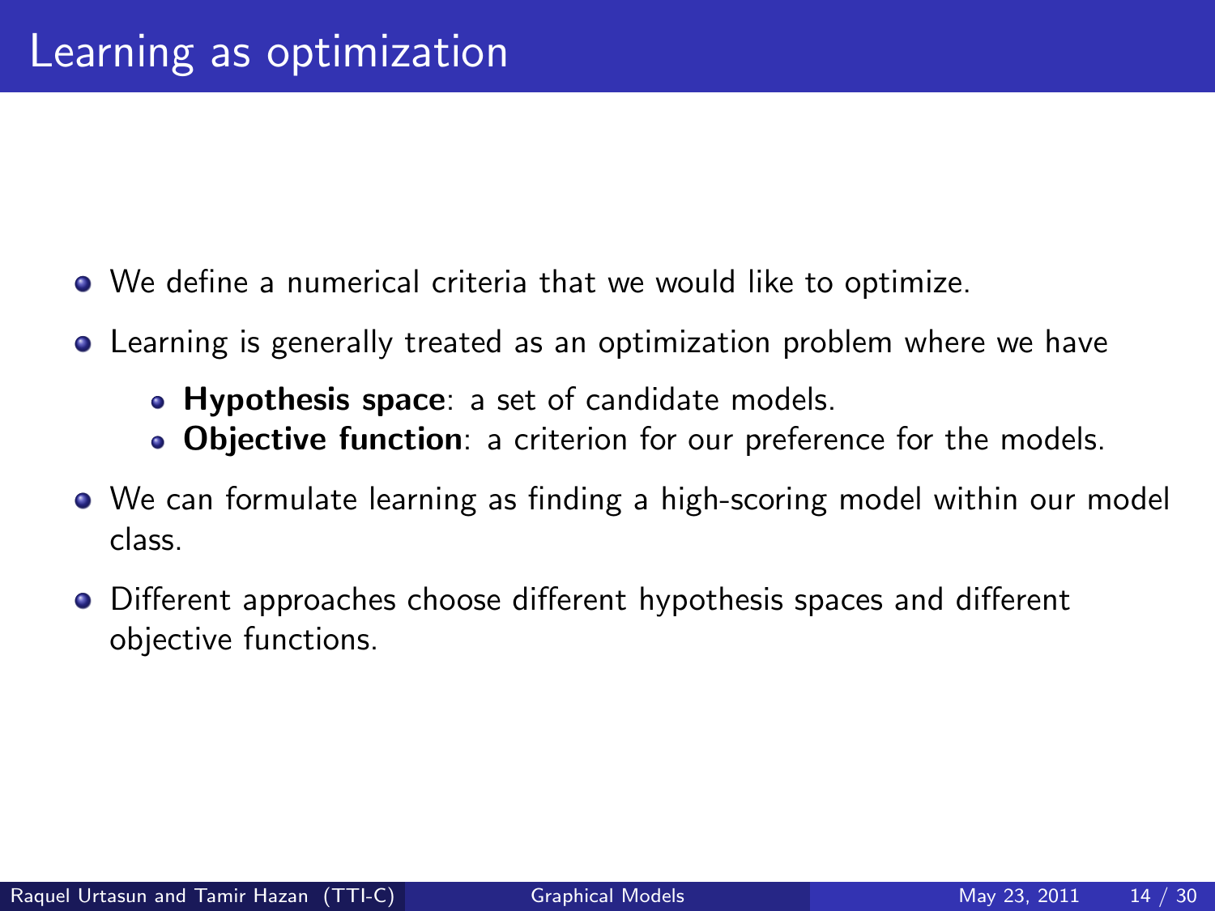# Learning as optimization

- We define a numerical criteria that we would like to optimize.
- Learning is generally treated as an optimization problem where we have
  - **Hypothesis space**: a set of candidate models.
  - **Objective function**: a criterion for our preference for the models.
- We can formulate learning as finding a high-scoring model within our model class.
- Different approaches choose different hypothesis spaces and different objective functions.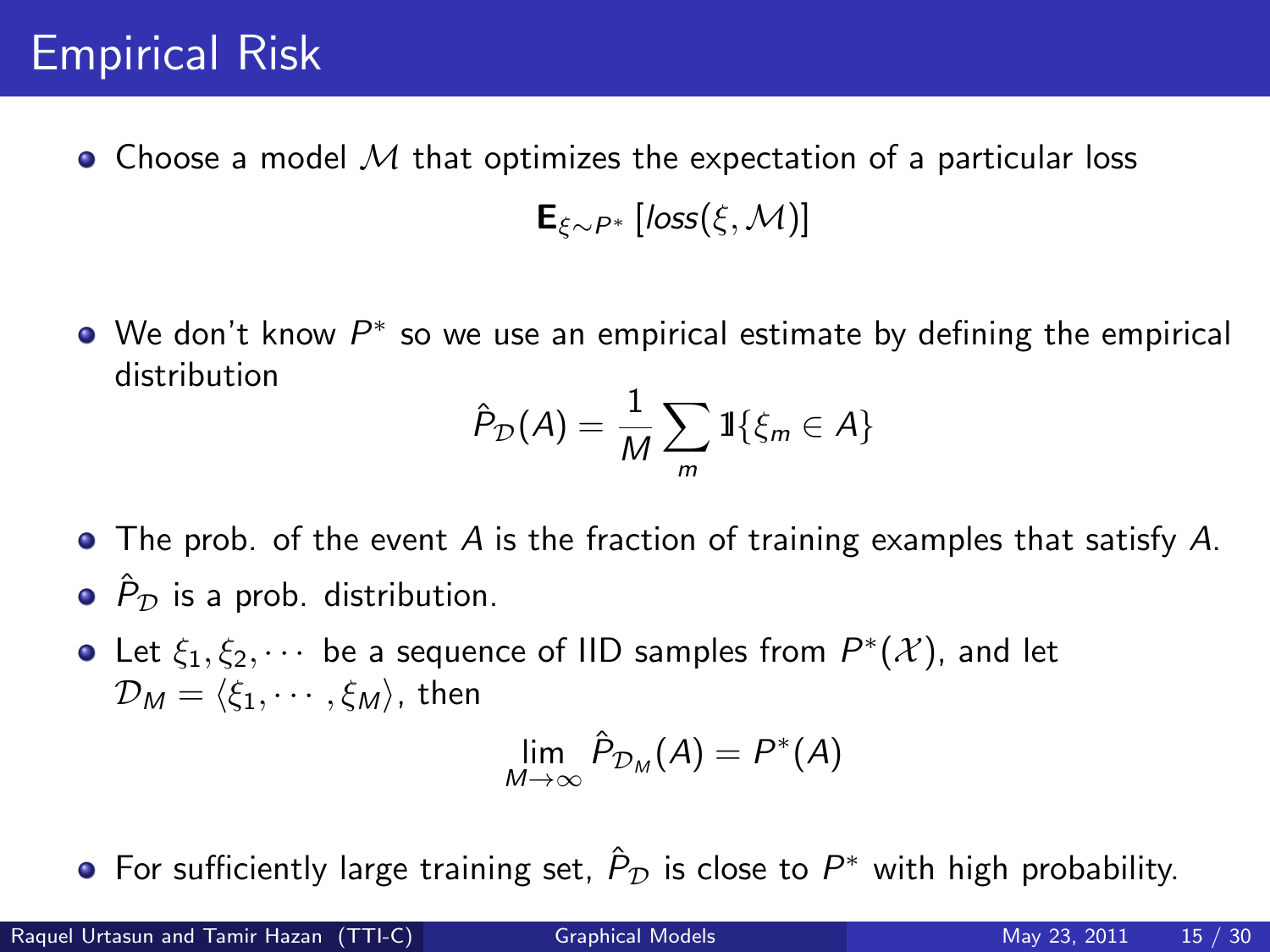# Empirical Risk

- Choose a model $\mathcal{M}$ that optimizes the expectation of a particular loss

$$\mathbf{E}_{\xi \sim P^*} \left[ loss(\xi, \mathcal{M}) \right]$$

- We don't know $P^*$ so we use an empirical estimate by defining the empirical distribution

$$\hat{P}_{\mathcal{D}}(A) = \frac{1}{M} \sum_m \mathbb{1}\{\xi_m \in A\}$$

- The prob. of the event $A$ is the fraction of training examples that satisfy $A$.
- $\hat{P}_{\mathcal{D}}$ is a prob. distribution.
- Let $\xi_1, \xi_2, \cdots$ be a sequence of IID samples from $P^*(\mathcal{X})$, and let $\mathcal{D}_M = \langle \xi_1, \cdots, \xi_M \rangle$, then

$$\lim_{M \to \infty} \hat{P}_{\mathcal{D}_M}(A) = P^*(A)$$

- For sufficiently large training set, $\hat{P}_{\mathcal{D}}$ is close to $P^*$ with high probability.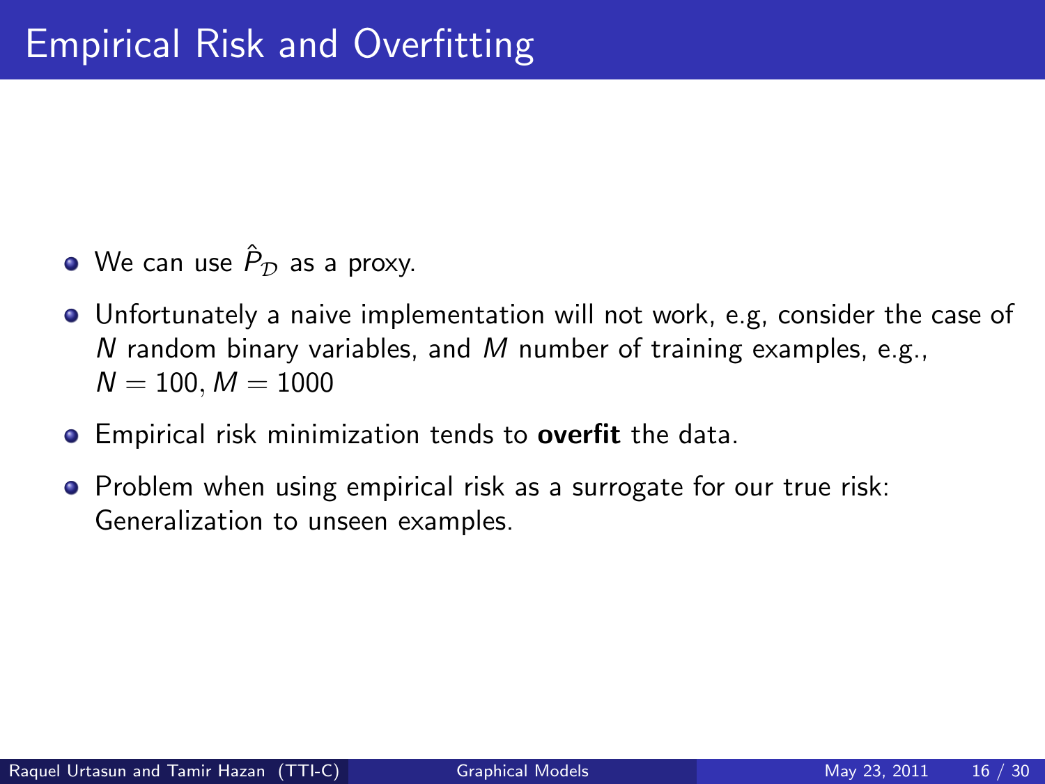# Empirical Risk and Overfitting

- We can use $\hat{P}_{\mathcal{D}}$ as a proxy.
- Unfortunately a naive implementation will not work, e.g, consider the case of $N$ random binary variables, and $M$ number of training examples, e.g., $N = 100, M = 1000$
- Empirical risk minimization tends to **overfit** the data.
- Problem when using empirical risk as a surrogate for our true risk: Generalization to unseen examples.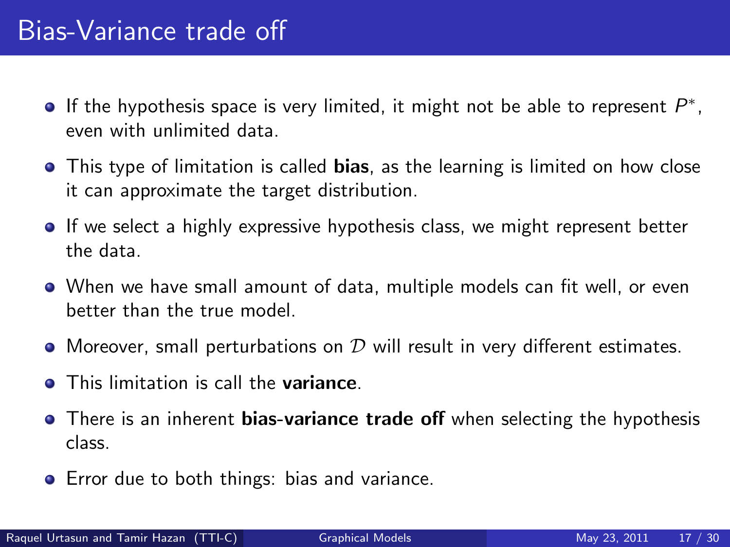# Bias-Variance trade off

- If the hypothesis space is very limited, it might not be able to represent $P^*$, even with unlimited data.
- This type of limitation is called **bias**, as the learning is limited on how close it can approximate the target distribution.
- If we select a highly expressive hypothesis class, we might represent better the data.
- When we have small amount of data, multiple models can fit well, or even better than the true model.
- Moreover, small perturbations on $\mathcal{D}$ will result in very different estimates.
- This limitation is call the **variance**.
- There is an inherent **bias-variance trade off** when selecting the hypothesis class.
- Error due to both things: bias and variance.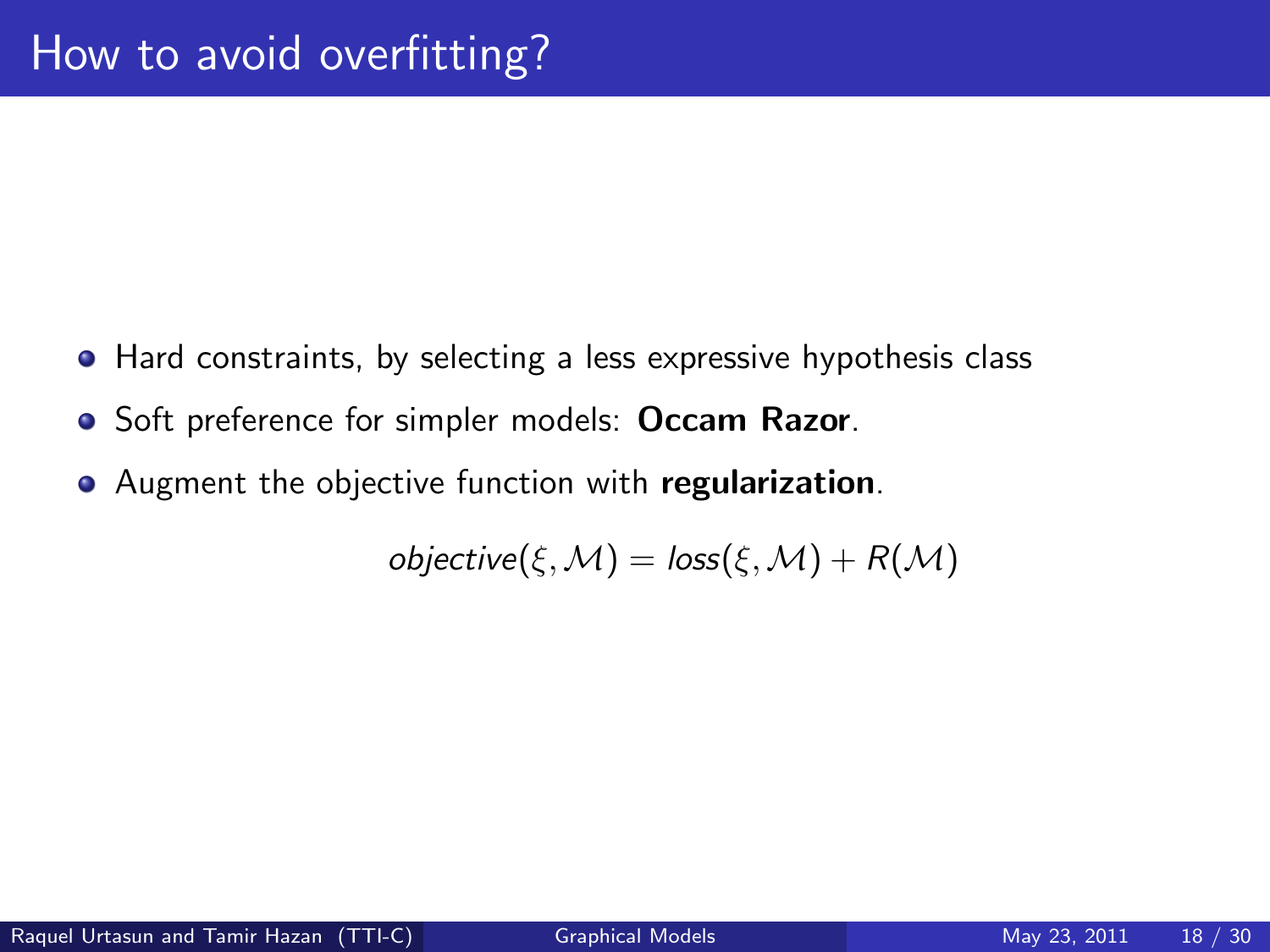# How to avoid overfitting?

- Hard constraints, by selecting a less expressive hypothesis class
- Soft preference for simpler models: **Occam Razor**.
- Augment the objective function with **regularization**.

$$objective(\xi, \mathcal{M}) = loss(\xi, \mathcal{M}) + R(\mathcal{M})$$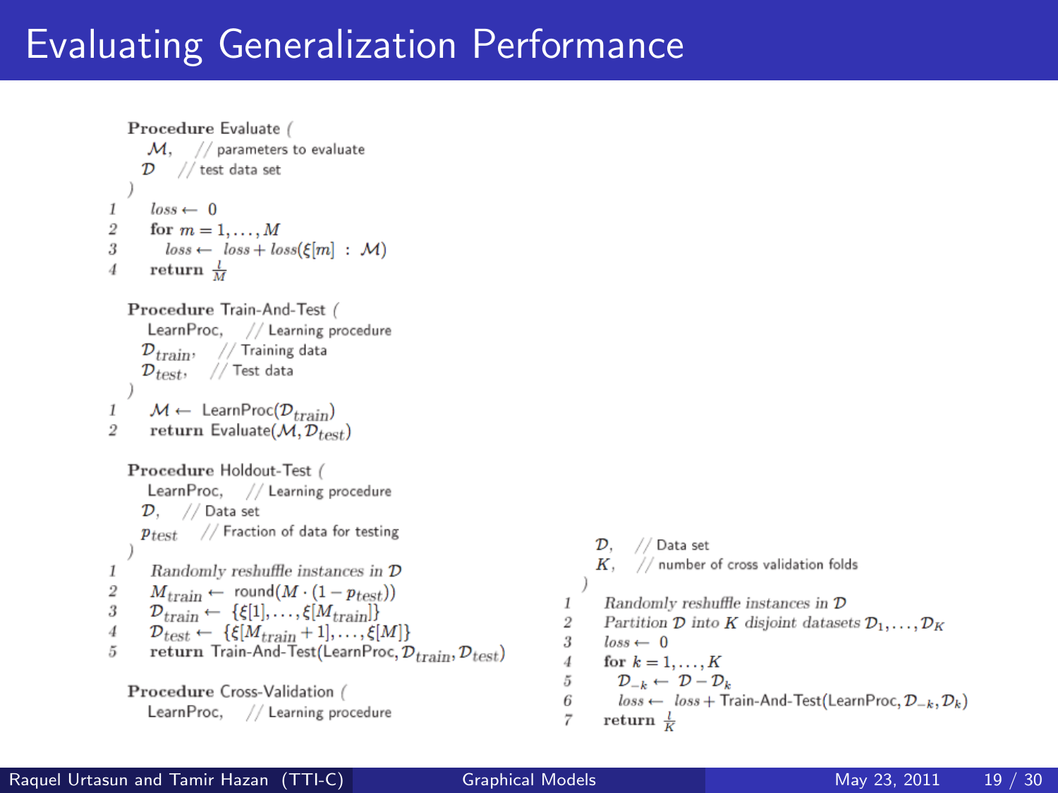# Evaluating Generalization Performance

```
Procedure Evaluate (
    M,    // parameters to evaluate
    D     // test data set
  )
1   loss ← 0
2   for m = 1, ..., M
3     loss ← loss + loss(ξ[m] : M)
4   return l/M

Procedure Train-And-Test (
    LearnProc,   // Learning procedure
    D_train,     // Training data
    D_test,      // Test data
  )
1   M ← LearnProc(D_train)
2   return Evaluate(M, D_test)

Procedure Holdout-Test (
    LearnProc,   // Learning procedure
    D,           // Data set
    p_test       // Fraction of data for testing
  )
1   Randomly reshuffle instances in D
2   M_train ← round(M · (1 − p_test))
3   D_train ← {ξ[1], ..., ξ[M_train]}
4   D_test ← {ξ[M_train + 1], ..., ξ[M]}
5   return Train-And-Test(LearnProc, D_train, D_test)

Procedure Cross-Validation (
    LearnProc,   // Learning procedure
    D,           // Data set
    K,           // number of cross validation folds
  )
1   Randomly reshuffle instances in D
2   Partition D into K disjoint datasets D_1, ..., D_K
3   loss ← 0
4   for k = 1, ..., K
5     D_{-k} ← D − D_k
6     loss ← loss + Train-And-Test(LearnProc, D_{-k}, D_k)
7   return l/K
```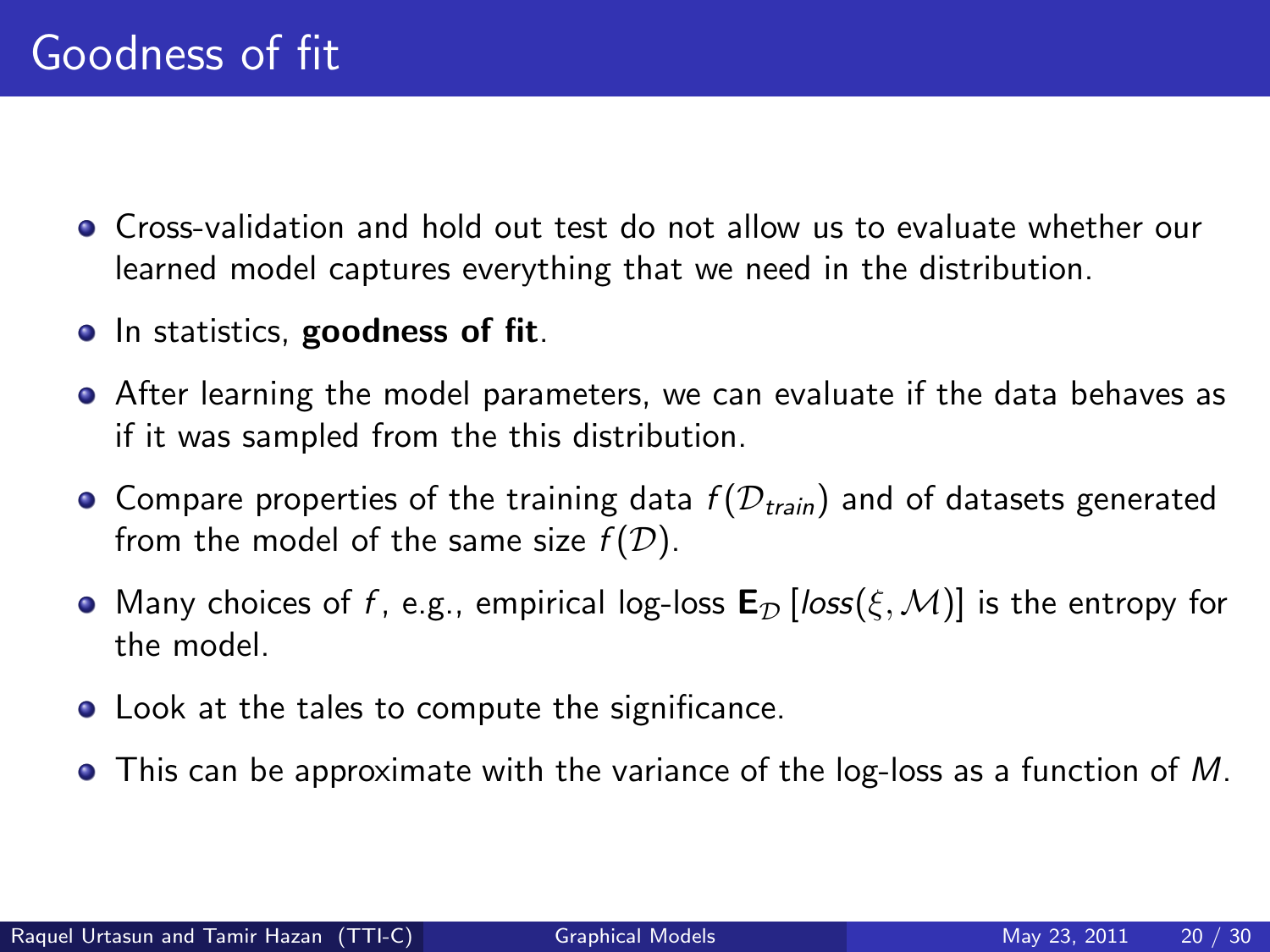# Goodness of fit

- Cross-validation and hold out test do not allow us to evaluate whether our learned model captures everything that we need in the distribution.
- In statistics, **goodness of fit**.
- After learning the model parameters, we can evaluate if the data behaves as if it was sampled from the this distribution.
- Compare properties of the training data $f(\mathcal{D}_{train})$ and of datasets generated from the model of the same size $f(\mathcal{D})$.
- Many choices of $f$, e.g., empirical log-loss $\mathbf{E}_{\mathcal{D}}\left[loss(\xi, \mathcal{M})\right]$ is the entropy for the model.
- Look at the tales to compute the significance.
- This can be approximate with the variance of the log-loss as a function of $M$.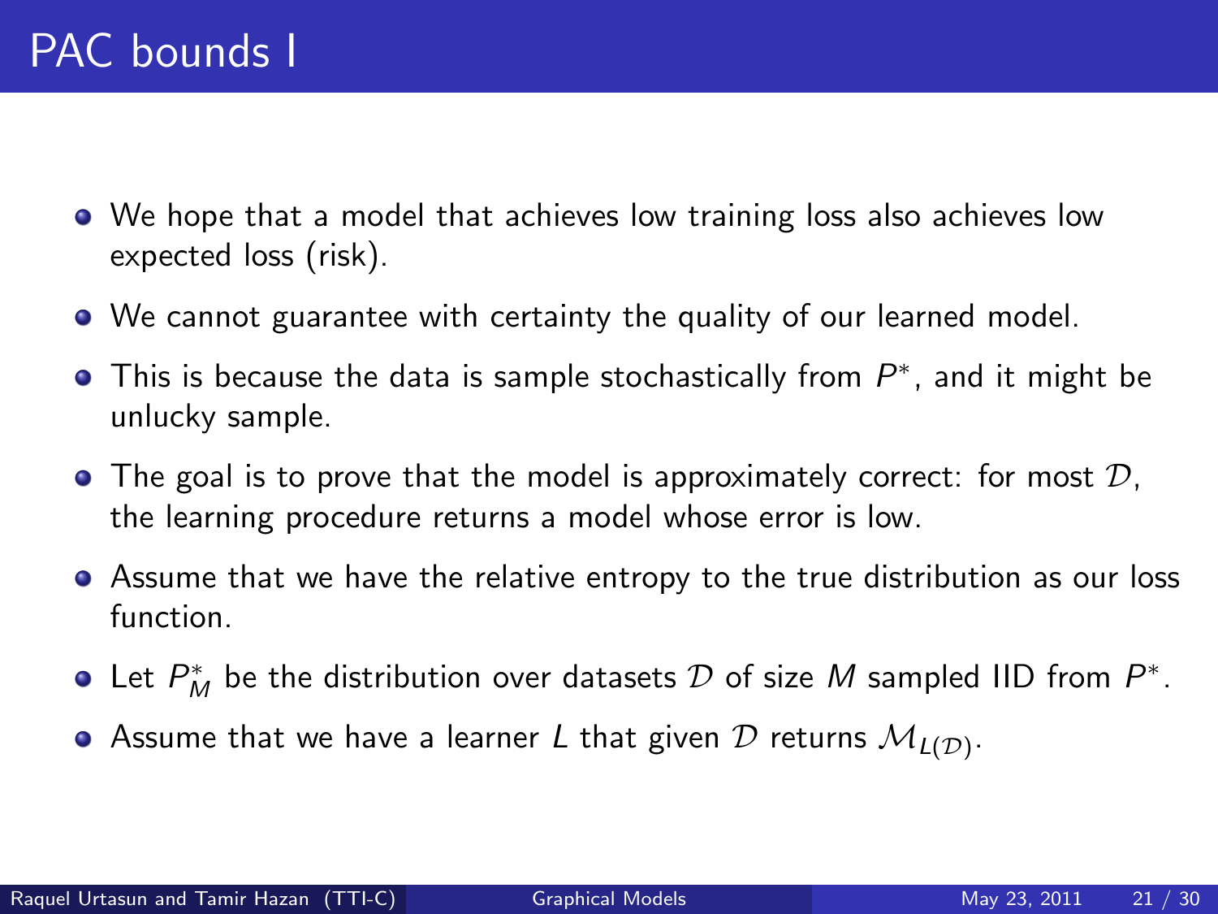# PAC bounds I

- We hope that a model that achieves low training loss also achieves low expected loss (risk).
- We cannot guarantee with certainty the quality of our learned model.
- This is because the data is sample stochastically from $P^*$, and it might be unlucky sample.
- The goal is to prove that the model is approximately correct: for most $\mathcal{D}$, the learning procedure returns a model whose error is low.
- Assume that we have the relative entropy to the true distribution as our loss function.
- Let $P_M^*$ be the distribution over datasets $\mathcal{D}$ of size $M$ sampled IID from $P^*$.
- Assume that we have a learner $L$ that given $\mathcal{D}$ returns $\mathcal{M}_{L(\mathcal{D})}$.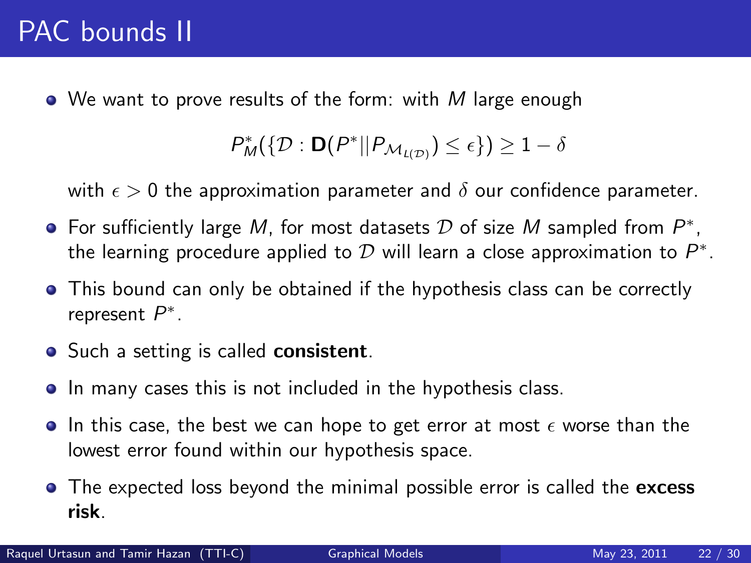# PAC bounds II

- We want to prove results of the form: with $M$ large enough

$$P^*_M(\{\mathcal{D} : \mathbf{D}(P^*||P_{\mathcal{M}_{L(\mathcal{D})}}) \leq \epsilon\}) \geq 1 - \delta$$

  with $\epsilon > 0$ the approximation parameter and $\delta$ our confidence parameter.

- For sufficiently large $M$, for most datasets $\mathcal{D}$ of size $M$ sampled from $P^*$, the learning procedure applied to $\mathcal{D}$ will learn a close approximation to $P^*$.
- This bound can only be obtained if the hypothesis class can be correctly represent $P^*$.
- Such a setting is called **consistent**.
- In many cases this is not included in the hypothesis class.
- In this case, the best we can hope to get error at most $\epsilon$ worse than the lowest error found within our hypothesis space.
- The expected loss beyond the minimal possible error is called the **excess risk**.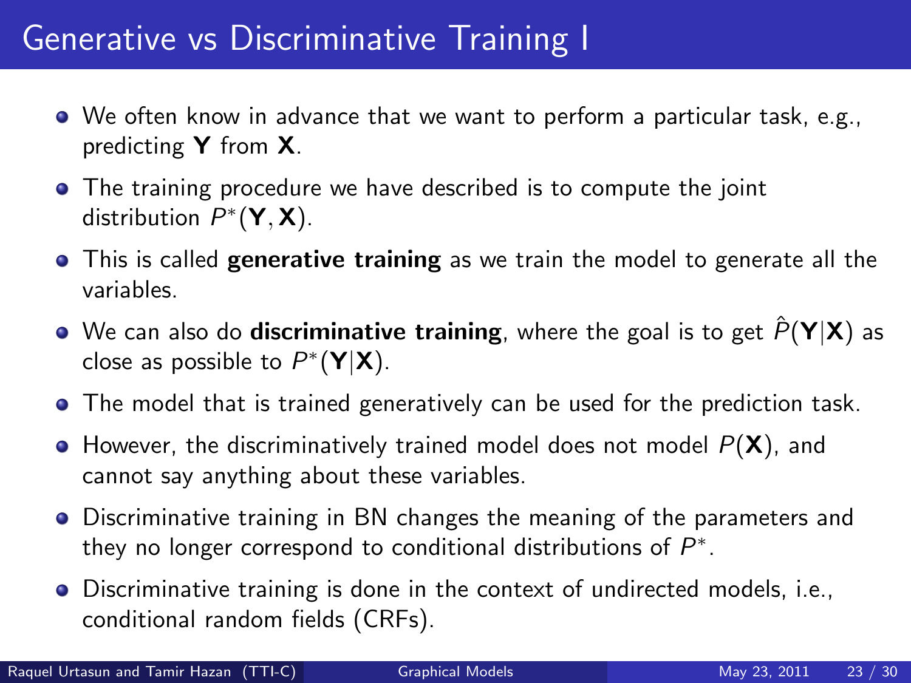# Generative vs Discriminative Training I

- We often know in advance that we want to perform a particular task, e.g., predicting $\mathbf{Y}$ from $\mathbf{X}$.
- The training procedure we have described is to compute the joint distribution $P^*(\mathbf{Y}, \mathbf{X})$.
- This is called **generative training** as we train the model to generate all the variables.
- We can also do **discriminative training**, where the goal is to get $\hat{P}(\mathbf{Y}|\mathbf{X})$ as close as possible to $P^*(\mathbf{Y}|\mathbf{X})$.
- The model that is trained generatively can be used for the prediction task.
- However, the discriminatively trained model does not model $P(\mathbf{X})$, and cannot say anything about these variables.
- Discriminative training in BN changes the meaning of the parameters and they no longer correspond to conditional distributions of $P^*$.
- Discriminative training is done in the context of undirected models, i.e., conditional random fields (CRFs).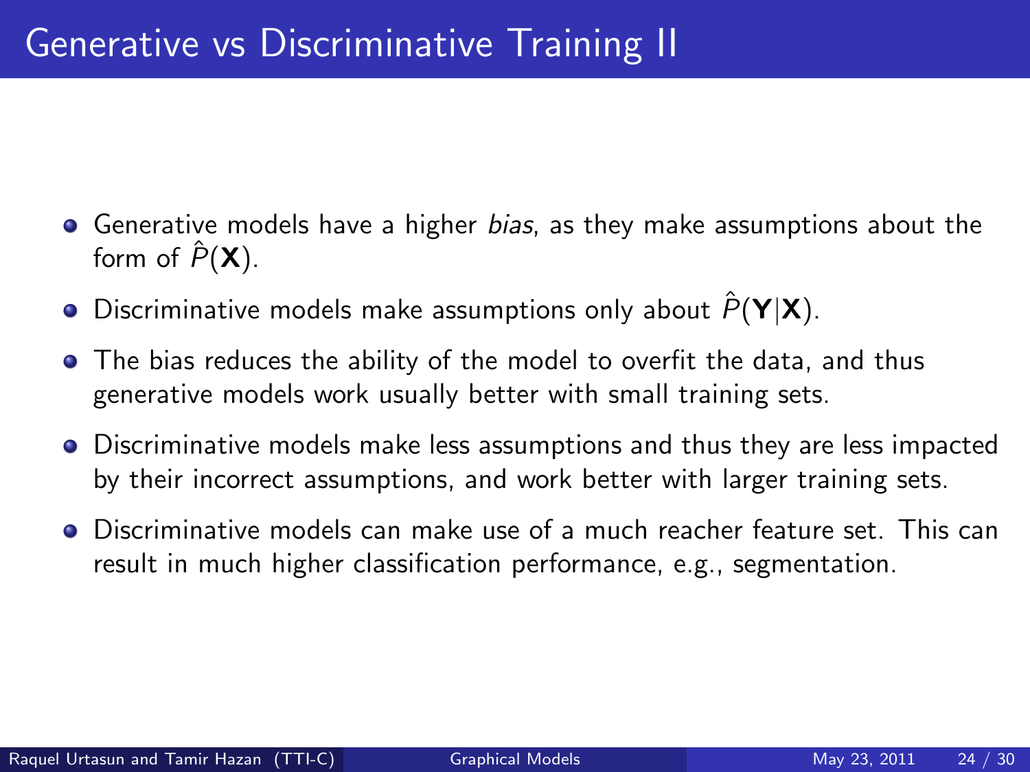# Generative vs Discriminative Training II

- Generative models have a higher *bias*, as they make assumptions about the form of $\hat{P}(\mathbf{X})$.
- Discriminative models make assumptions only about $\hat{P}(\mathbf{Y}|\mathbf{X})$.
- The bias reduces the ability of the model to overfit the data, and thus generative models work usually better with small training sets.
- Discriminative models make less assumptions and thus they are less impacted by their incorrect assumptions, and work better with larger training sets.
- Discriminative models can make use of a much reacher feature set. This can result in much higher classification performance, e.g., segmentation.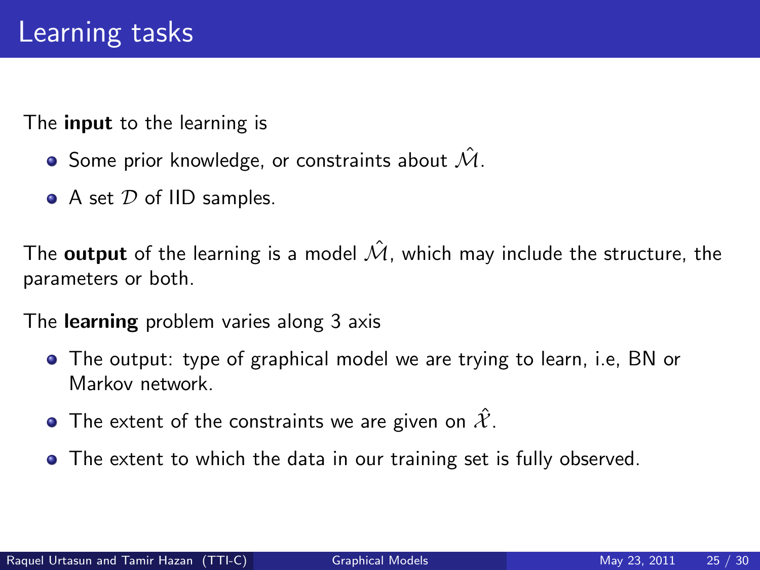# Learning tasks

The **input** to the learning is

- Some prior knowledge, or constraints about $\hat{\mathcal{M}}$.
- A set $\mathcal{D}$ of IID samples.

The **output** of the learning is a model $\hat{\mathcal{M}}$, which may include the structure, the parameters or both.

The **learning** problem varies along 3 axis

- The output: type of graphical model we are trying to learn, i.e, BN or Markov network.
- The extent of the constraints we are given on $\hat{\mathcal{X}}$.
- The extent to which the data in our training set is fully observed.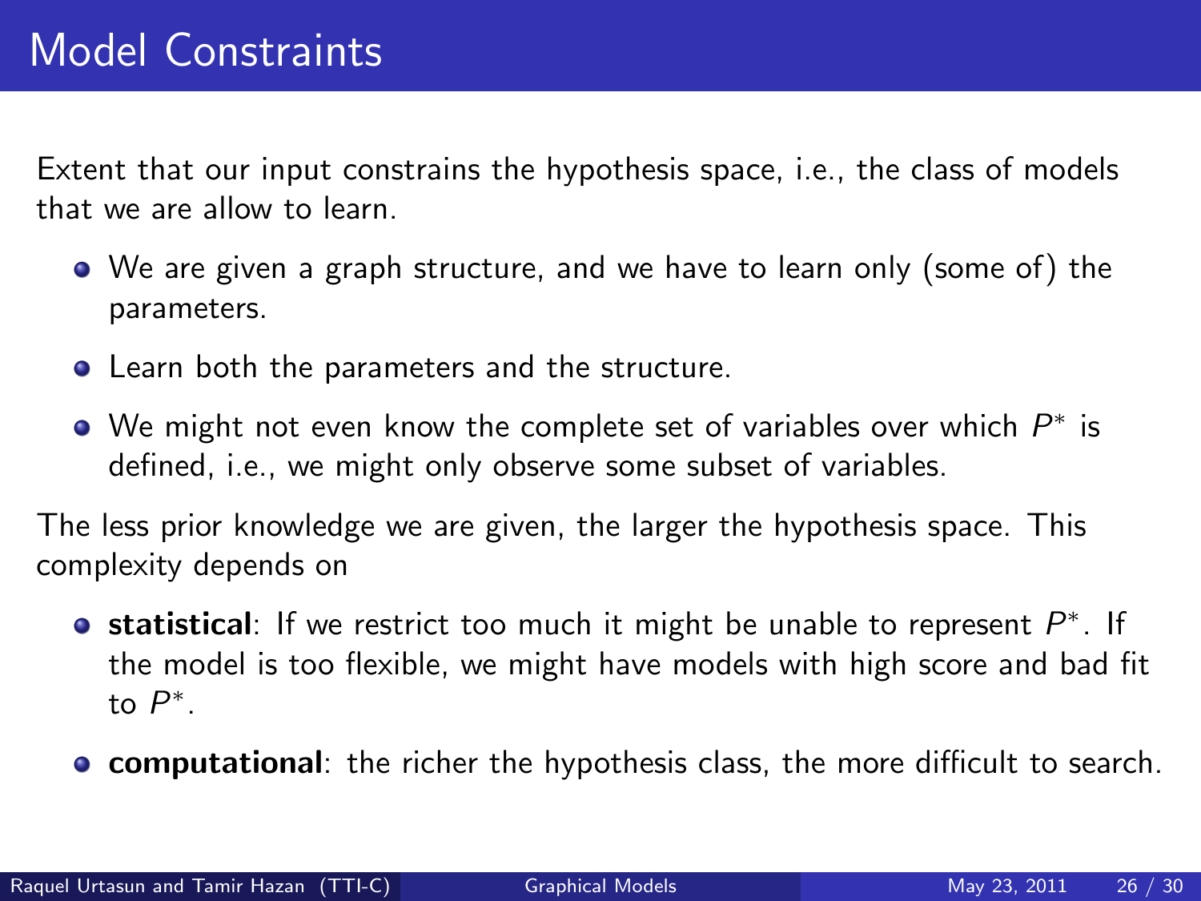# Model Constraints

Extent that our input constrains the hypothesis space, i.e., the class of models that we are allow to learn.

- We are given a graph structure, and we have to learn only (some of) the parameters.
- Learn both the parameters and the structure.
- We might not even know the complete set of variables over which $P^*$ is defined, i.e., we might only observe some subset of variables.

The less prior knowledge we are given, the larger the hypothesis space. This complexity depends on

- **statistical**: If we restrict too much it might be unable to represent $P^*$. If the model is too flexible, we might have models with high score and bad fit to $P^*$.
- **computational**: the richer the hypothesis class, the more difficult to search.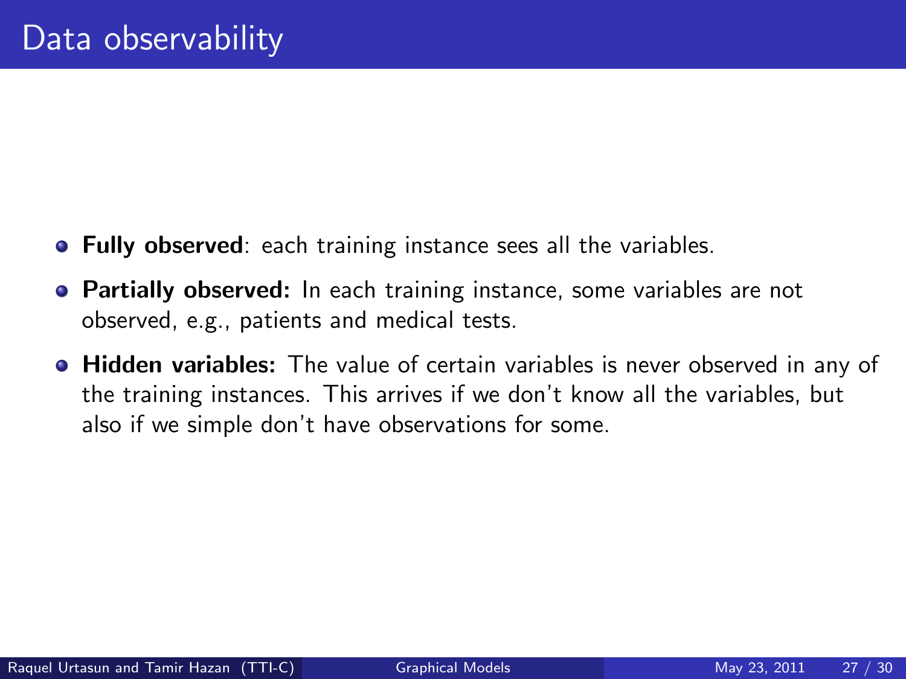# Data observability

- **Fully observed**: each training instance sees all the variables.
- **Partially observed:** In each training instance, some variables are not observed, e.g., patients and medical tests.
- **Hidden variables:** The value of certain variables is never observed in any of the training instances. This arrives if we don't know all the variables, but also if we simple don't have observations for some.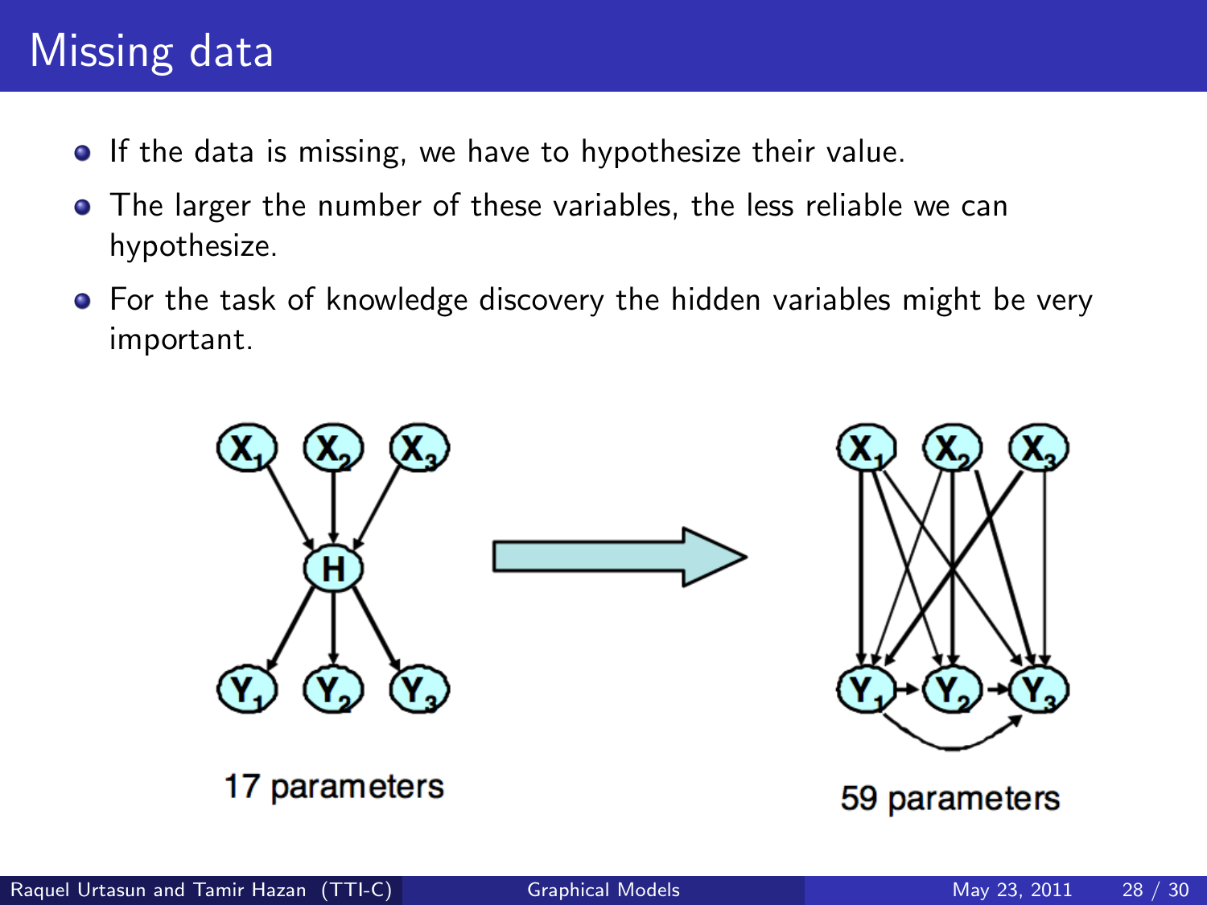# Missing data

- If the data is missing, we have to hypothesize their value.
- The larger the number of these variables, the less reliable we can hypothesize.
- For the task of knowledge discovery the hidden variables might be very important.

17 parameters

59 parameters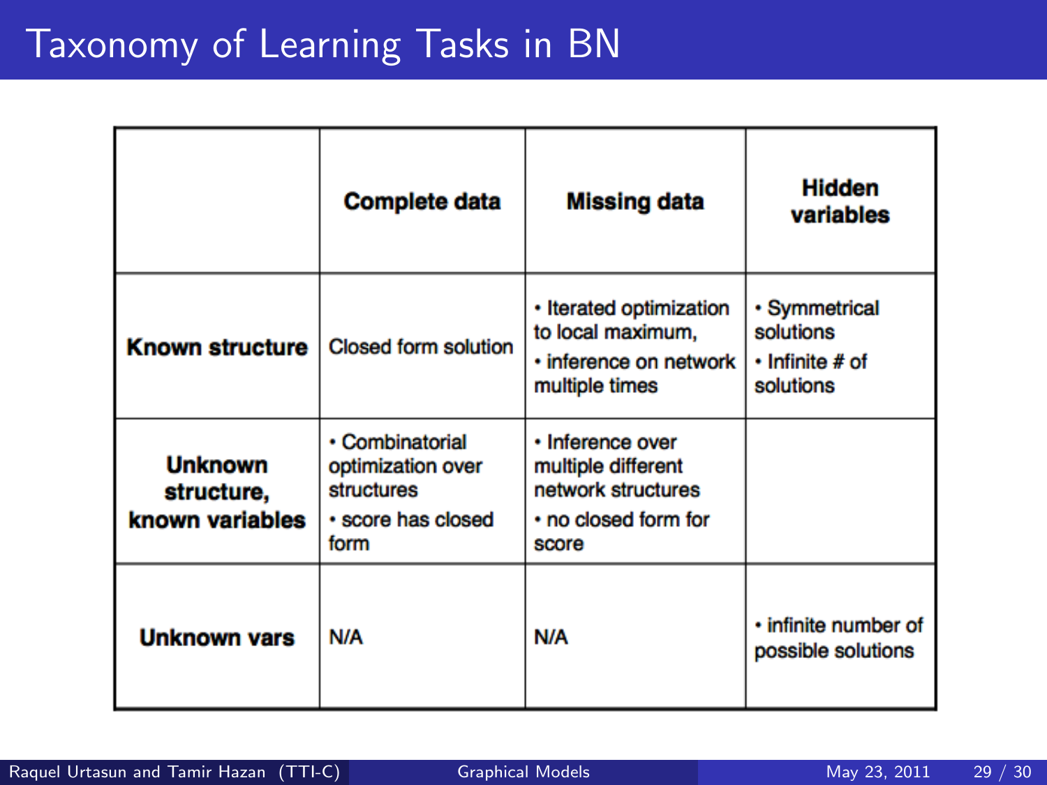# Taxonomy of Learning Tasks in BN

| | **Complete data** | **Missing data** | **Hidden variables** |
|---|---|---|---|
| **Known structure** | Closed form solution | • Iterated optimization to local maximum, • inference on network multiple times | • Symmetrical solutions • Infinite # of solutions |
| **Unknown structure, known variables** | • Combinatorial optimization over structures • score has closed form | • Inference over multiple different network structures • no closed form for score | |
| **Unknown vars** | N/A | N/A | • infinite number of possible solutions |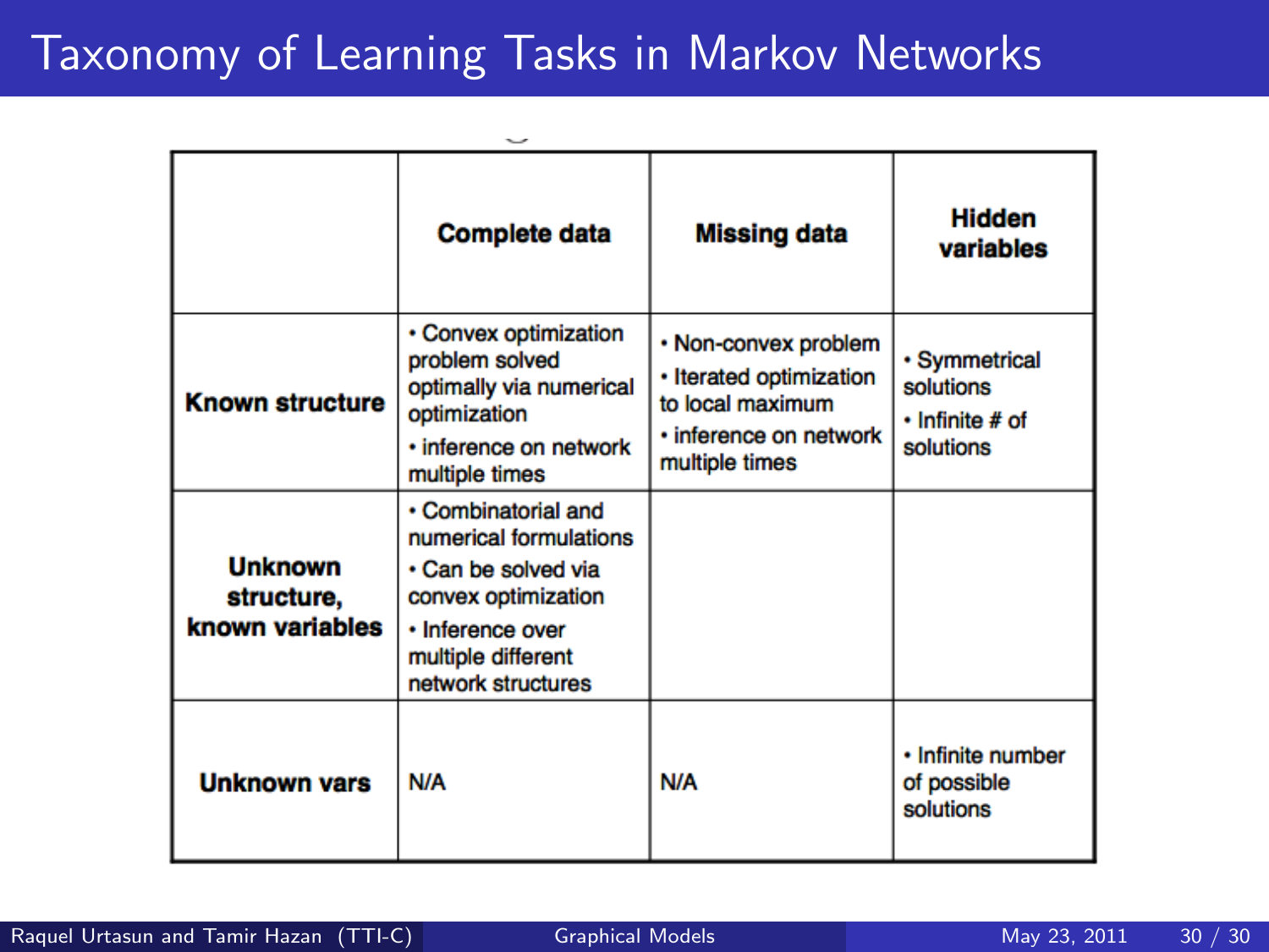# Taxonomy of Learning Tasks in Markov Networks

| | Complete data | Missing data | Hidden variables |
|---|---|---|---|
| **Known structure** | • Convex optimization problem solved optimally via numerical optimization<br>• inference on network multiple times | • Non-convex problem<br>• Iterated optimization to local maximum<br>• inference on network multiple times | • Symmetrical solutions<br>• Infinite # of solutions |
| **Unknown structure, known variables** | • Combinatorial and numerical formulations<br>• Can be solved via convex optimization<br>• Inference over multiple different network structures | | |
| **Unknown vars** | N/A | N/A | • Infinite number of possible solutions |